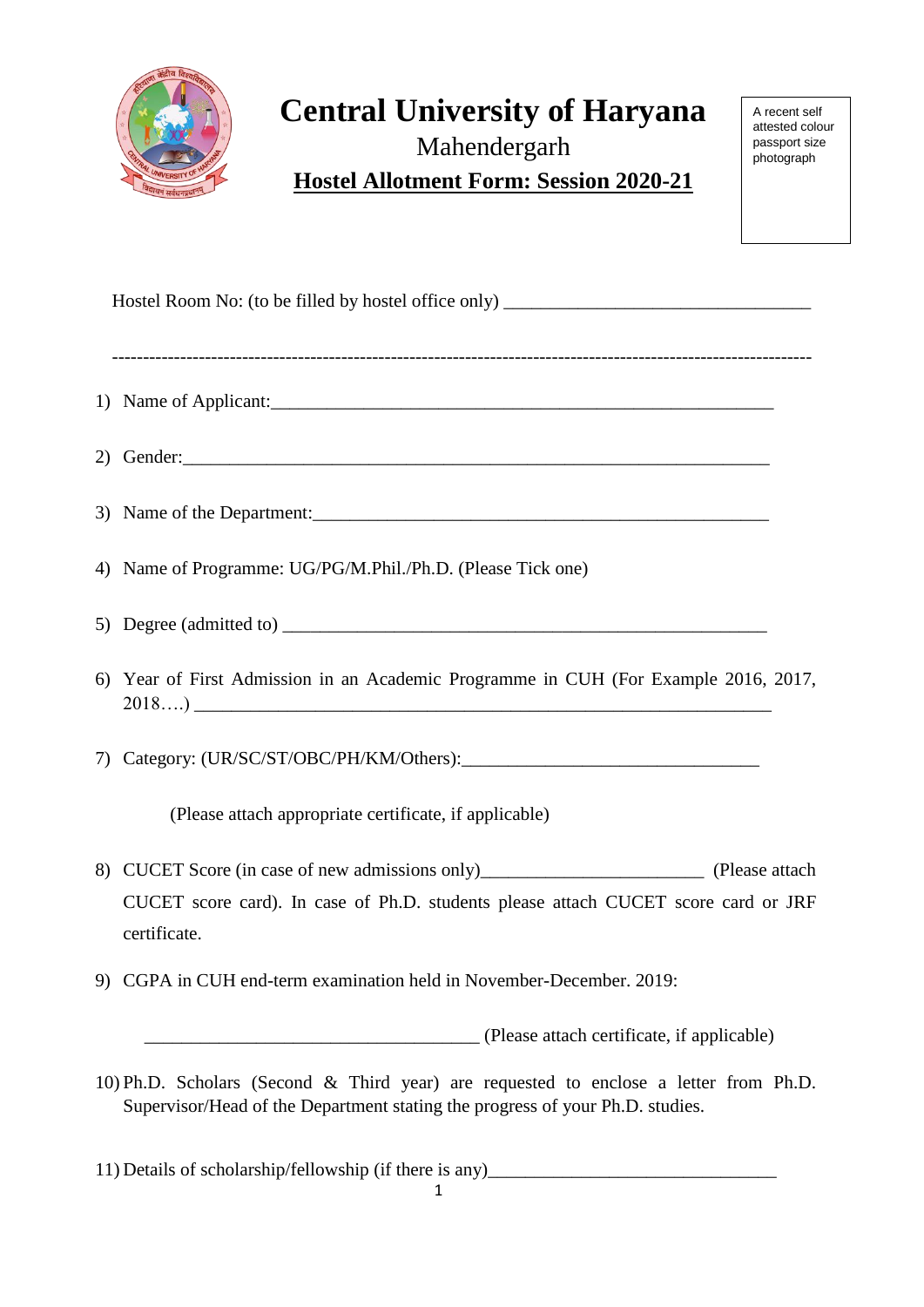# Central University of Haryana

Mahendergarh

**Hostel Allotment Form: Session 2020-21**

A recent self attested colour passport size photograph

Hostel Room No: (to be filled by hostel office only) ________________________________

---

1) Name of Applicant:_____________________________________________________

2) Gender:______________________________________________________________

3) Name of the Department:_________________________________________________

4) Name of Programme: UG/PG/M.Phil./Ph.D. (Please Tick one)

5) Degree (admitted to) ___________________________________________________

6) Year of First Admission in an Academic Programme in CUH (For Example 2016, 2017, 2018….) ____________________________________________________________

7) Category: (UR/SC/ST/OBC/PH/KM/Others):_______________________________

   (Please attach appropriate certificate, if applicable)

8) CUCET Score (in case of new admissions only)_______________________ (Please attach CUCET score card). In case of Ph.D. students please attach CUCET score card or JRF certificate.

9) CGPA in CUH end-term examination held in November-December. 2019:

   ___________________________________ (Please attach certificate, if applicable)

10) Ph.D. Scholars (Second & Third year) are requested to enclose a letter from Ph.D. Supervisor/Head of the Department stating the progress of your Ph.D. studies.

11) Details of scholarship/fellowship (if there is any)______________________________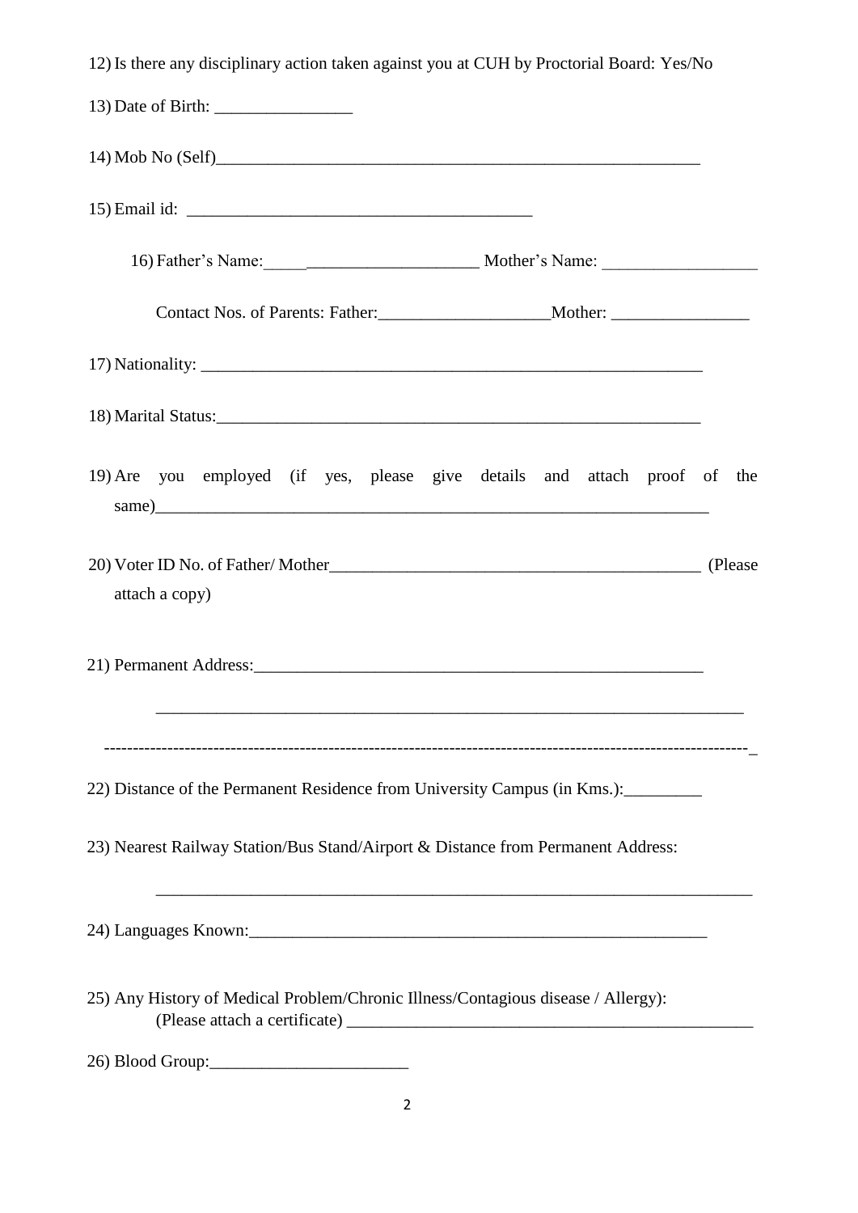12) Is there any disciplinary action taken against you at CUH by Proctorial Board: Yes/No

13) Date of Birth: ________________

14) Mob No (Self)_________________________________________________________

15) Email id: ________________________________________

16) Father's Name:_________________________ Mother's Name: __________________

Contact Nos. of Parents: Father:____________________Mother: ________________

17) Nationality: __________________________________________________________

18) Marital Status:_________________________________________________________

19) Are you employed (if yes, please give details and attach proof of the same)_______________________________________________________________

20) Voter ID No. of Father/ Mother__________________________________________ (Please attach a copy)

21) Permanent Address:____________________________________________________

_____________________________________________________________________

-------------------------------------------------------------------------------------------------------------_

22) Distance of the Permanent Residence from University Campus (in Kms.):_________

23) Nearest Railway Station/Bus Stand/Airport & Distance from Permanent Address:

_____________________________________________________________________

24) Languages Known:____________________________________________________

25) Any History of Medical Problem/Chronic Illness/Contagious disease / Allergy): (Please attach a certificate) ______________________________________________

26) Blood Group:_______________________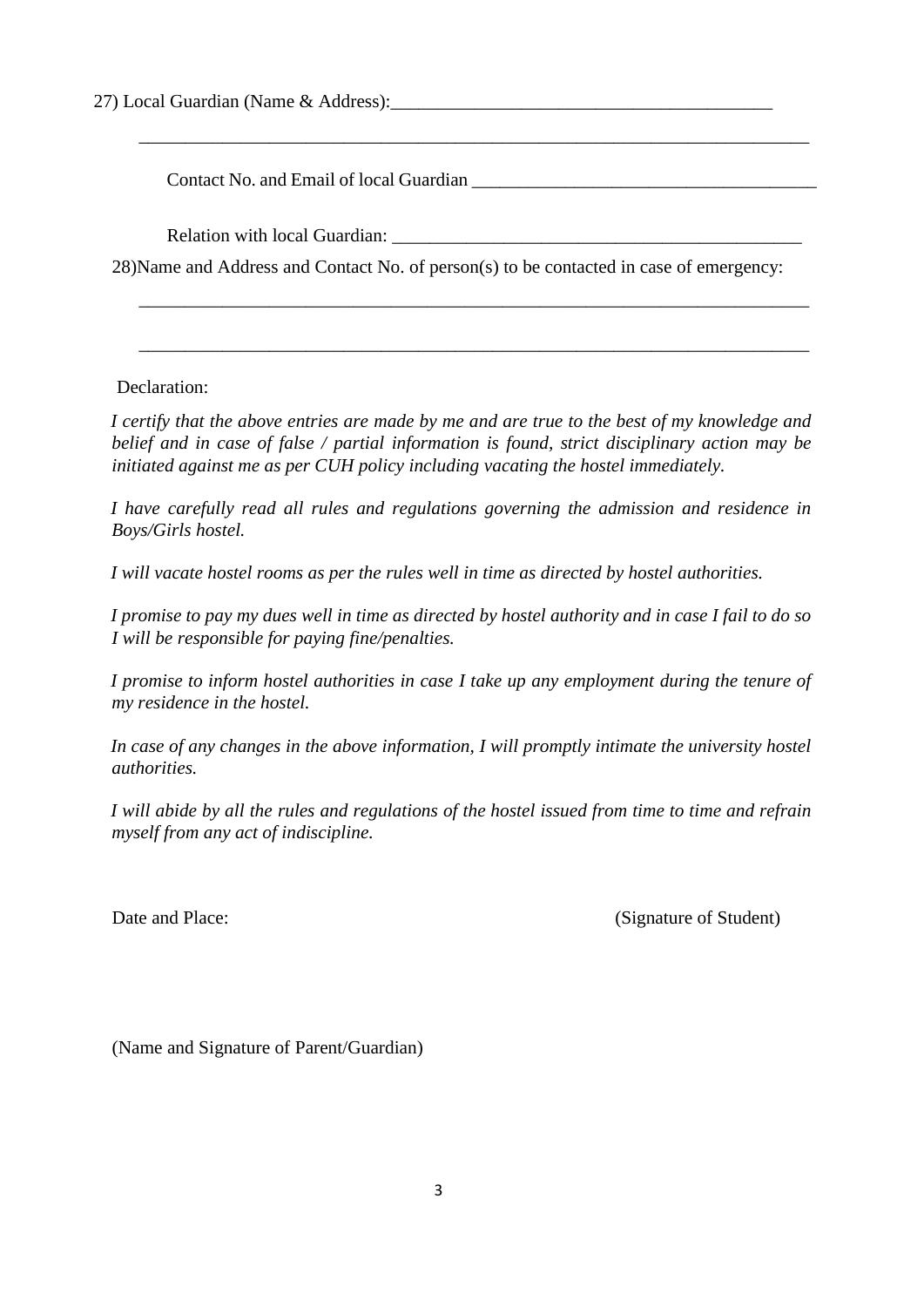27) Local Guardian (Name & Address):_________________________________________

_____________________________________________________________________________

Contact No. and Email of local Guardian _____________________________________

Relation with local Guardian: ______________________________________________

28)Name and Address and Contact No. of person(s) to be contacted in case of emergency:

_____________________________________________________________________________

_____________________________________________________________________________

Declaration:

*I certify that the above entries are made by me and are true to the best of my knowledge and belief and in case of false / partial information is found, strict disciplinary action may be initiated against me as per CUH policy including vacating the hostel immediately.*

*I have carefully read all rules and regulations governing the admission and residence in Boys/Girls hostel.*

*I will vacate hostel rooms as per the rules well in time as directed by hostel authorities.*

*I promise to pay my dues well in time as directed by hostel authority and in case I fail to do so I will be responsible for paying fine/penalties.*

*I promise to inform hostel authorities in case I take up any employment during the tenure of my residence in the hostel.*

*In case of any changes in the above information, I will promptly intimate the university hostel authorities.*

*I will abide by all the rules and regulations of the hostel issued from time to time and refrain myself from any act of indiscipline.*

Date and Place: (Signature of Student)

(Name and Signature of Parent/Guardian)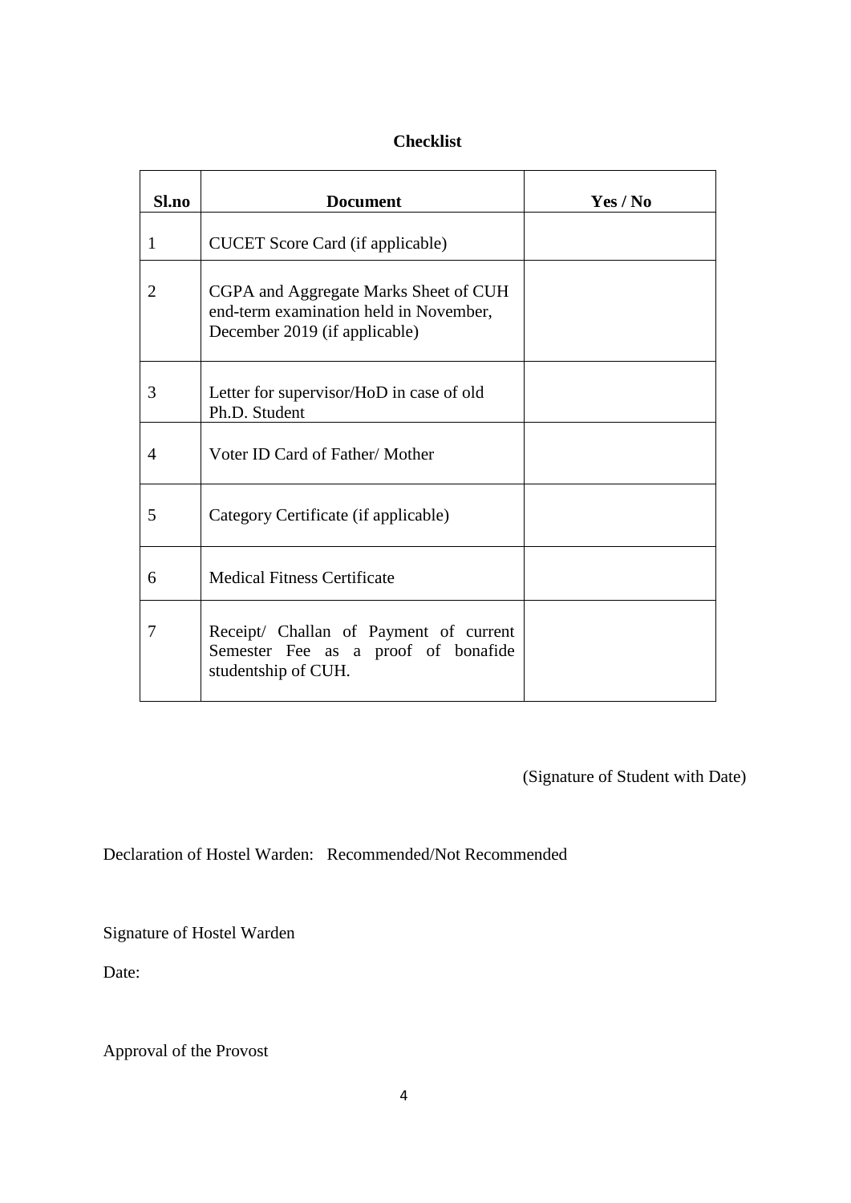## Checklist

| Sl.no | Document | Yes / No |
|---|---|---|
| 1 | CUCET Score Card (if applicable) | |
| 2 | CGPA and Aggregate Marks Sheet of CUH end-term examination held in November, December 2019 (if applicable) | |
| 3 | Letter for supervisor/HoD in case of old Ph.D. Student | |
| 4 | Voter ID Card of Father/ Mother | |
| 5 | Category Certificate (if applicable) | |
| 6 | Medical Fitness Certificate | |
| 7 | Receipt/ Challan of Payment of current Semester Fee as a proof of bonafide studentship of CUH. | |

(Signature of Student with Date)

Declaration of Hostel Warden: Recommended/Not Recommended

Signature of Hostel Warden

Date:

Approval of the Provost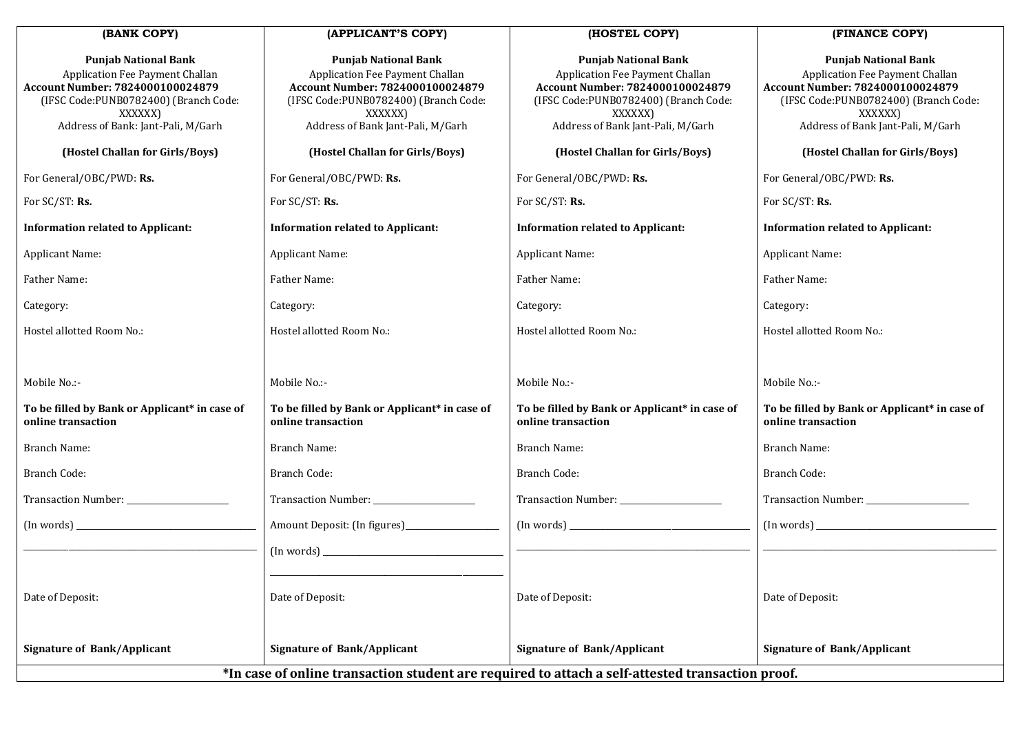| (BANK COPY) | (APPLICANT'S COPY) | (HOSTEL COPY) | (FINANCE COPY) |
|---|---|---|---|
| **Punjab National Bank**<br>Application Fee Payment Challan<br>**Account Number: 7824000100024879**<br>(IFSC Code:PUNB0782400) (Branch Code: XXXXXX)<br>Address of Bank: Jant-Pali, M/Garh | **Punjab National Bank**<br>Application Fee Payment Challan<br>**Account Number: 7824000100024879**<br>(IFSC Code:PUNB0782400) (Branch Code: XXXXXX)<br>Address of Bank Jant-Pali, M/Garh | **Punjab National Bank**<br>Application Fee Payment Challan<br>**Account Number: 7824000100024879**<br>(IFSC Code:PUNB0782400) (Branch Code: XXXXXX)<br>Address of Bank Jant-Pali, M/Garh | **Punjab National Bank**<br>Application Fee Payment Challan<br>**Account Number: 7824000100024879**<br>(IFSC Code:PUNB0782400) (Branch Code: XXXXXX)<br>Address of Bank Jant-Pali, M/Garh |
| **(Hostel Challan for Girls/Boys)** | **(Hostel Challan for Girls/Boys)** | **(Hostel Challan for Girls/Boys)** | **(Hostel Challan for Girls/Boys)** |
| For General/OBC/PWD: **Rs.** | For General/OBC/PWD: **Rs.** | For General/OBC/PWD: **Rs.** | For General/OBC/PWD: **Rs.** |
| For SC/ST: **Rs.** | For SC/ST: **Rs.** | For SC/ST: **Rs.** | For SC/ST: **Rs.** |
| **Information related to Applicant:** | **Information related to Applicant:** | **Information related to Applicant:** | **Information related to Applicant:** |
| Applicant Name: | Applicant Name: | Applicant Name: | Applicant Name: |
| Father Name: | Father Name: | Father Name: | Father Name: |
| Category: | Category: | Category: | Category: |
| Hostel allotted Room No.: | Hostel allotted Room No.: | Hostel allotted Room No.: | Hostel allotted Room No.: |
| Mobile No.:- | Mobile No.:- | Mobile No.:- | Mobile No.:- |
| **To be filled by Bank or Applicant* in case of online transaction** | **To be filled by Bank or Applicant* in case of online transaction** | **To be filled by Bank or Applicant* in case of online transaction** | **To be filled by Bank or Applicant* in case of online transaction** |
| Branch Name: | Branch Name: | Branch Name: | Branch Name: |
| Branch Code: | Branch Code: | Branch Code: | Branch Code: |
| Transaction Number: ____________ | Transaction Number: ____________ | Transaction Number: ____________ | Transaction Number: ____________ |
| | Amount Deposit: (In figures)____________ | | |
| (In words) ____________________ | (In words) ____________________ | (In words) ____________________ | (In words) ____________________ |
| Date of Deposit: | Date of Deposit: | Date of Deposit: | Date of Deposit: |
| **Signature of Bank/Applicant** | **Signature of Bank/Applicant** | **Signature of Bank/Applicant** | **Signature of Bank/Applicant** |

***In case of online transaction student are required to attach a self-attested transaction proof.**